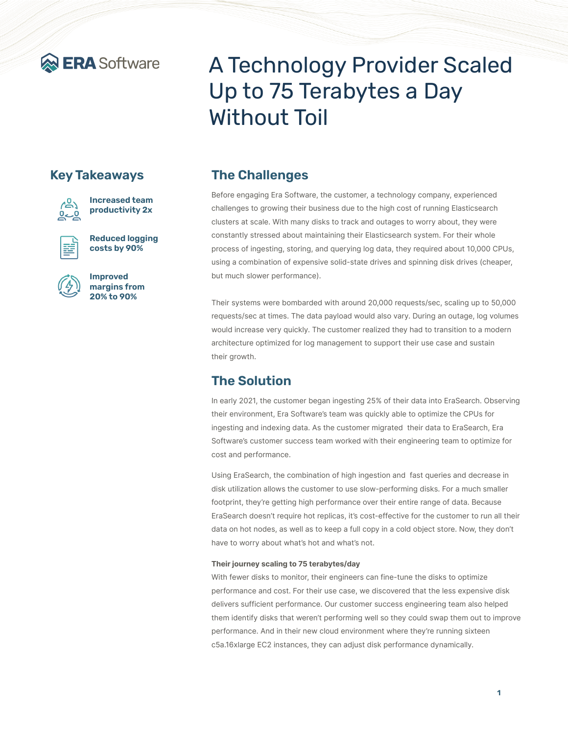ERA Software

# A Technology Provider Scaled Up to 75 Terabytes a Day Without Toil

## Key Takeaways

**Increased team productivity 2x**

**Reduced logging costs by 90%**

**Improved margins from 20% to 90%**

## The Challenges

Before engaging Era Software, the customer, a technology company, experienced challenges to growing their business due to the high cost of running Elasticsearch clusters at scale. With many disks to track and outages to worry about, they were constantly stressed about maintaining their Elasticsearch system. For their whole process of ingesting, storing, and querying log data, they required about 10,000 CPUs, using a combination of expensive solid-state drives and spinning disk drives (cheaper, but much slower performance).

Their systems were bombarded with around 20,000 requests/sec, scaling up to 50,000 requests/sec at times. The data payload would also vary. During an outage, log volumes would increase very quickly. The customer realized they had to transition to a modern architecture optimized for log management to support their use case and sustain their growth.

## The Solution

In early 2021, the customer began ingesting 25% of their data into EraSearch. Observing their environment, Era Software's team was quickly able to optimize the CPUs for ingesting and indexing data. As the customer migrated their data to EraSearch, Era Software's customer success team worked with their engineering team to optimize for cost and performance.

Using EraSearch, the combination of high ingestion and fast queries and decrease in disk utilization allows the customer to use slow-performing disks. For a much smaller footprint, they're getting high performance over their entire range of data. Because EraSearch doesn't require hot replicas, it's cost-effective for the customer to run all their data on hot nodes, as well as to keep a full copy in a cold object store. Now, they don't have to worry about what's hot and what's not.

#### Their journey scaling to 75 terabytes/day

With fewer disks to monitor, their engineers can fine-tune the disks to optimize performance and cost. For their use case, we discovered that the less expensive disk delivers sufficient performance. Our customer success engineering team also helped them identify disks that weren't performing well so they could swap them out to improve performance. And in their new cloud environment where they're running sixteen c5a.16xlarge EC2 instances, they can adjust disk performance dynamically.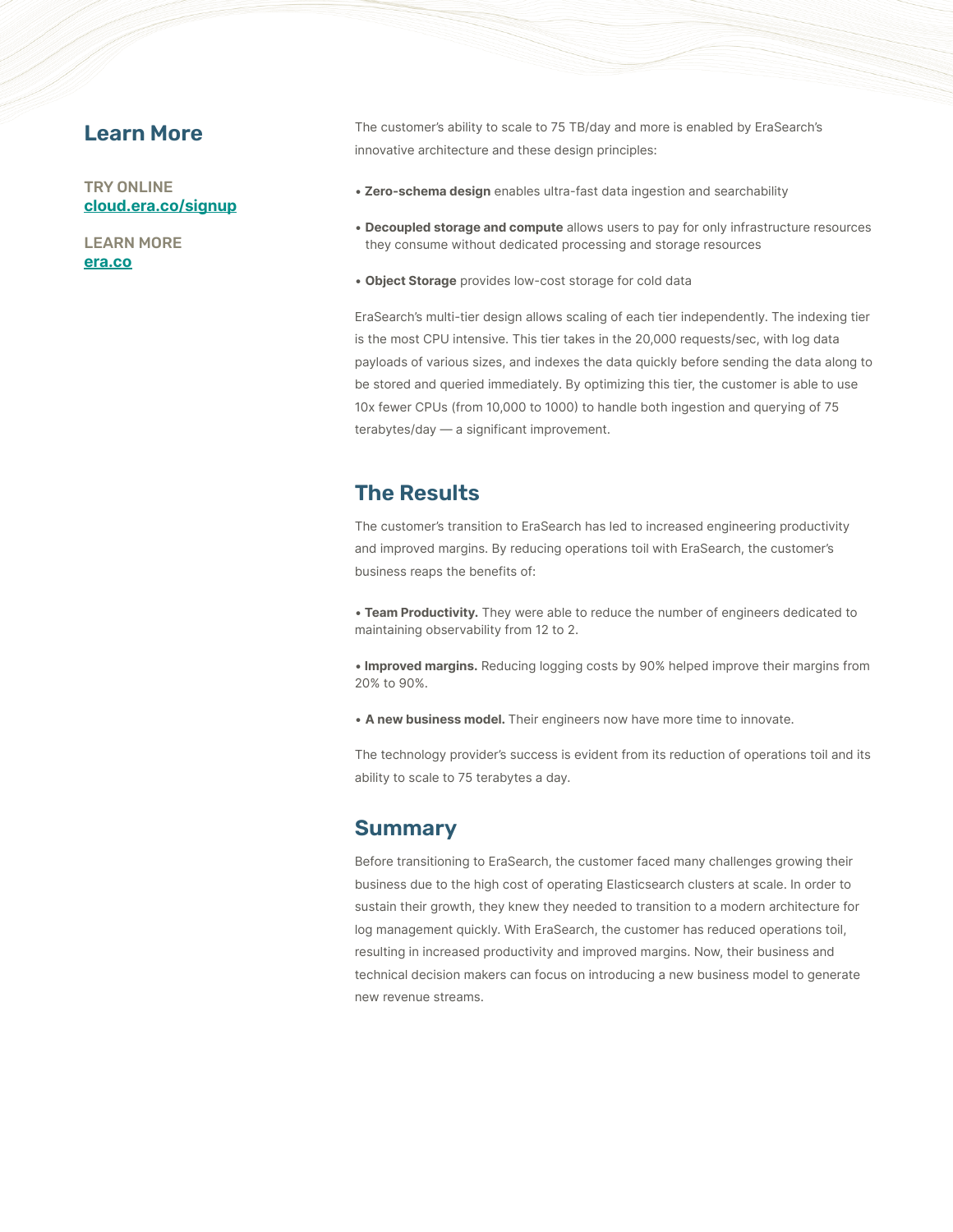## Learn More

TRY ONLINE
[cloud.era.co/signup](https://cloud.era.co/signup)

LEARN MORE
[era.co](https://era.co)

The customer's ability to scale to 75 TB/day and more is enabled by EraSearch's innovative architecture and these design principles:

- **Zero-schema design** enables ultra-fast data ingestion and searchability
- **Decoupled storage and compute** allows users to pay for only infrastructure resources they consume without dedicated processing and storage resources
- **Object Storage** provides low-cost storage for cold data

EraSearch's multi-tier design allows scaling of each tier independently. The indexing tier is the most CPU intensive. This tier takes in the 20,000 requests/sec, with log data payloads of various sizes, and indexes the data quickly before sending the data along to be stored and queried immediately. By optimizing this tier, the customer is able to use 10x fewer CPUs (from 10,000 to 1000) to handle both ingestion and querying of 75 terabytes/day — a significant improvement.

## The Results

The customer's transition to EraSearch has led to increased engineering productivity and improved margins. By reducing operations toil with EraSearch, the customer's business reaps the benefits of:

- **Team Productivity.** They were able to reduce the number of engineers dedicated to maintaining observability from 12 to 2.
- **Improved margins.** Reducing logging costs by 90% helped improve their margins from 20% to 90%.
- **A new business model.** Their engineers now have more time to innovate.

The technology provider's success is evident from its reduction of operations toil and its ability to scale to 75 terabytes a day.

## Summary

Before transitioning to EraSearch, the customer faced many challenges growing their business due to the high cost of operating Elasticsearch clusters at scale. In order to sustain their growth, they knew they needed to transition to a modern architecture for log management quickly. With EraSearch, the customer has reduced operations toil, resulting in increased productivity and improved margins. Now, their business and technical decision makers can focus on introducing a new business model to generate new revenue streams.